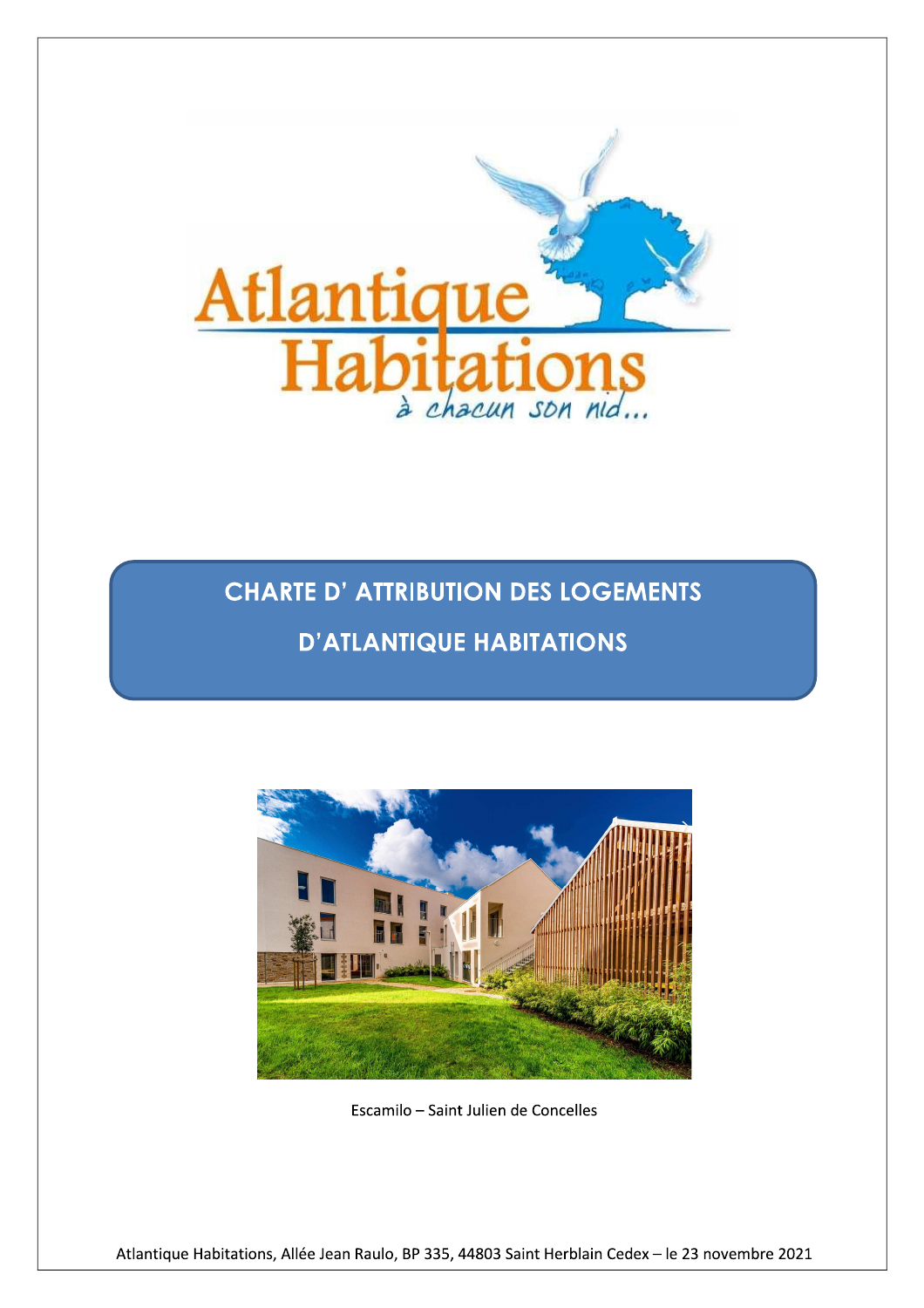Atlantique Habitations

*à chacun son nid...*

# CHARTE D' ATTRIBUTION DES LOGEMENTS D'ATLANTIQUE HABITATIONS

Escamilo – Saint Julien de Concelles

Atlantique Habitations, Allée Jean Raulo, BP 335, 44803 Saint Herblain Cedex – le 23 novembre 2021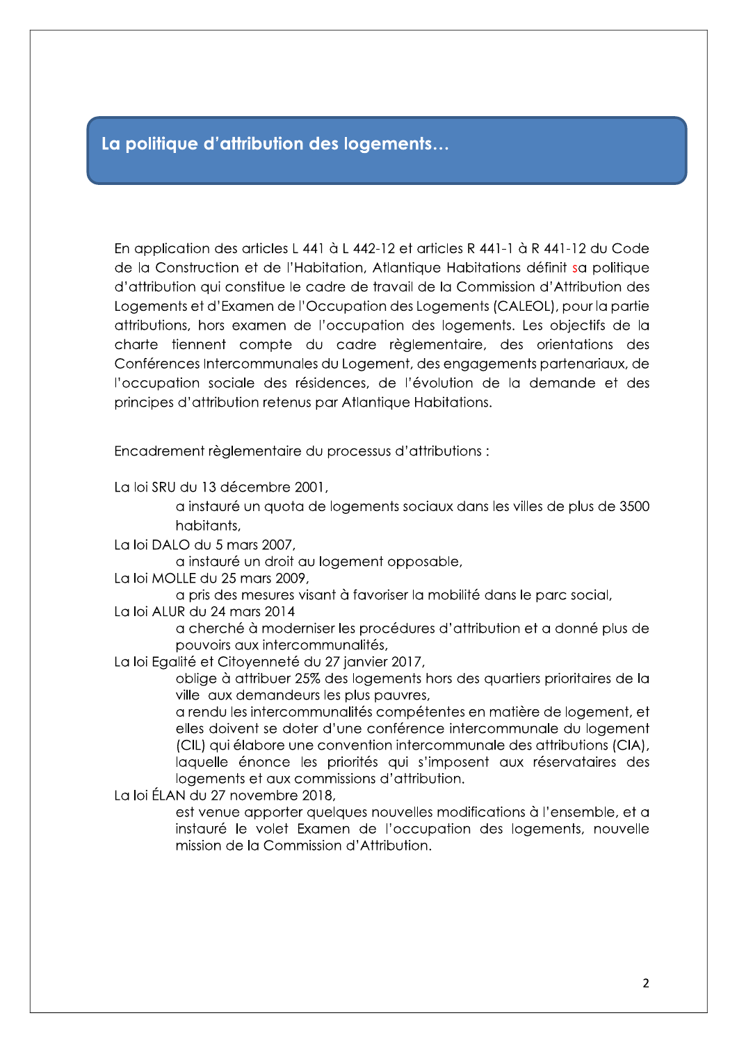## La politique d'attribution des logements…

En application des articles L 441 à L 442-12 et articles R 441-1 à R 441-12 du Code de la Construction et de l'Habitation, Atlantique Habitations définit sa politique d'attribution qui constitue le cadre de travail de la Commission d'Attribution des Logements et d'Examen de l'Occupation des Logements (CALEOL), pour la partie attributions, hors examen de l'occupation des logements. Les objectifs de la charte tiennent compte du cadre règlementaire, des orientations des Conférences Intercommunales du Logement, des engagements partenariaux, de l'occupation sociale des résidences, de l'évolution de la demande et des principes d'attribution retenus par Atlantique Habitations.

Encadrement règlementaire du processus d'attributions :

La loi SRU du 13 décembre 2001,

> a instauré un quota de logements sociaux dans les villes de plus de 3500 habitants,

La loi DALO du 5 mars 2007,

> a instauré un droit au logement opposable,

La loi MOLLE du 25 mars 2009,

> a pris des mesures visant à favoriser la mobilité dans le parc social,

La loi ALUR du 24 mars 2014

> a cherché à moderniser les procédures d'attribution et a donné plus de pouvoirs aux intercommunalités,

La loi Egalité et Citoyenneté du 27 janvier 2017,

> oblige à attribuer 25% des logements hors des quartiers prioritaires de la ville aux demandeurs les plus pauvres,
>
> a rendu les intercommunalités compétentes en matière de logement, et elles doivent se doter d'une conférence intercommunale du logement (CIL) qui élabore une convention intercommunale des attributions (CIA), laquelle énonce les priorités qui s'imposent aux réservataires des logements et aux commissions d'attribution.

La loi ÉLAN du 27 novembre 2018,

> est venue apporter quelques nouvelles modifications à l'ensemble, et a instauré le volet Examen de l'occupation des logements, nouvelle mission de la Commission d'Attribution.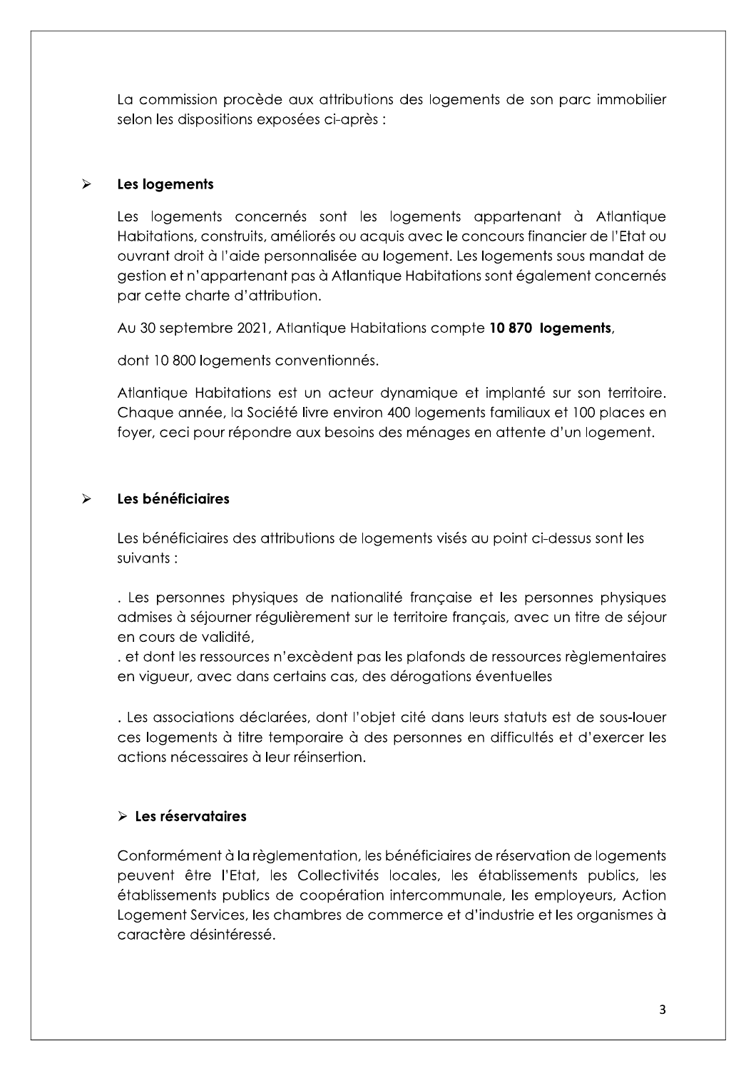La commission procède aux attributions des logements de son parc immobilier selon les dispositions exposées ci-après :

- **Les logements**

Les logements concernés sont les logements appartenant à Atlantique Habitations, construits, améliorés ou acquis avec le concours financier de l'Etat ou ouvrant droit à l'aide personnalisée au logement. Les logements sous mandat de gestion et n'appartenant pas à Atlantique Habitations sont également concernés par cette charte d'attribution.

Au 30 septembre 2021, Atlantique Habitations compte **10 870 logements**,

dont 10 800 logements conventionnés.

Atlantique Habitations est un acteur dynamique et implanté sur son territoire. Chaque année, la Société livre environ 400 logements familiaux et 100 places en foyer, ceci pour répondre aux besoins des ménages en attente d'un logement.

- **Les bénéficiaires**

Les bénéficiaires des attributions de logements visés au point ci-dessus sont les suivants :

. Les personnes physiques de nationalité française et les personnes physiques admises à séjourner régulièrement sur le territoire français, avec un titre de séjour en cours de validité,
. et dont les ressources n'excèdent pas les plafonds de ressources règlementaires en vigueur, avec dans certains cas, des dérogations éventuelles

. Les associations déclarées, dont l'objet cité dans leurs statuts est de sous-louer ces logements à titre temporaire à des personnes en difficultés et d'exercer les actions nécessaires à leur réinsertion.

- **Les réservataires**

Conformément à la règlementation, les bénéficiaires de réservation de logements peuvent être l'Etat, les Collectivités locales, les établissements publics, les établissements publics de coopération intercommunale, les employeurs, Action Logement Services, les chambres de commerce et d'industrie et les organismes à caractère désintéressé.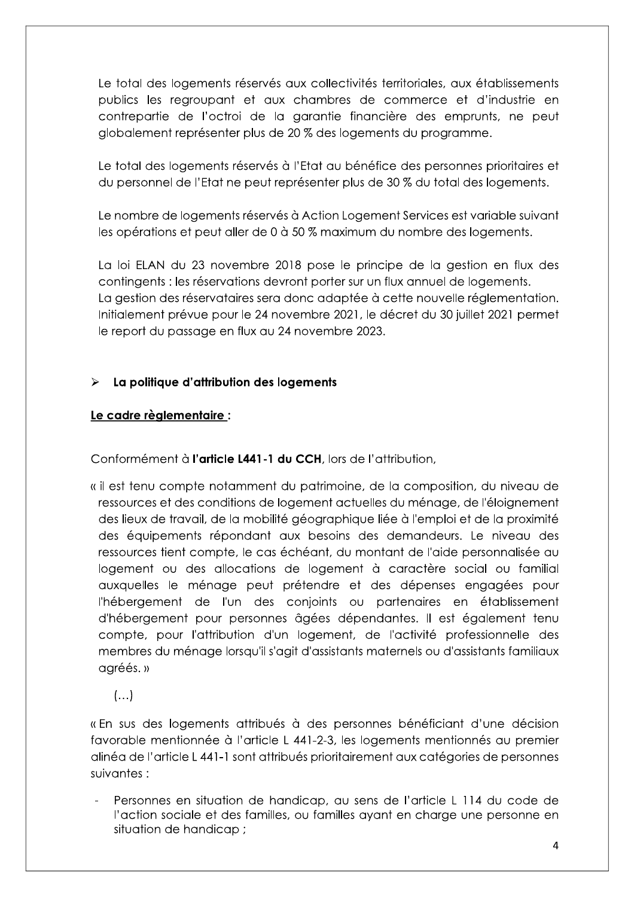Le total des logements réservés aux collectivités territoriales, aux établissements publics les regroupant et aux chambres de commerce et d'industrie en contrepartie de l'octroi de la garantie financière des emprunts, ne peut globalement représenter plus de 20 % des logements du programme.

Le total des logements réservés à l'Etat au bénéfice des personnes prioritaires et du personnel de l'Etat ne peut représenter plus de 30 % du total des logements.

Le nombre de logements réservés à Action Logement Services est variable suivant les opérations et peut aller de 0 à 50 % maximum du nombre des logements.

La loi ELAN du 23 novembre 2018 pose le principe de la gestion en flux des contingents : les réservations devront porter sur un flux annuel de logements.
La gestion des réservataires sera donc adaptée à cette nouvelle réglementation. Initialement prévue pour le 24 novembre 2021, le décret du 30 juillet 2021 permet le report du passage en flux au 24 novembre 2023.

- **La politique d'attribution des logements**

**<u>Le cadre règlementaire</u> :**

Conformément à **l'article L441-1 du CCH**, lors de l'attribution,

« il est tenu compte notamment du patrimoine, de la composition, du niveau de ressources et des conditions de logement actuelles du ménage, de l'éloignement des lieux de travail, de la mobilité géographique liée à l'emploi et de la proximité des équipements répondant aux besoins des demandeurs. Le niveau des ressources tient compte, le cas échéant, du montant de l'aide personnalisée au logement ou des allocations de logement à caractère social ou familial auxquelles le ménage peut prétendre et des dépenses engagées pour l'hébergement de l'un des conjoints ou partenaires en établissement d'hébergement pour personnes âgées dépendantes. Il est également tenu compte, pour l'attribution d'un logement, de l'activité professionnelle des membres du ménage lorsqu'il s'agit d'assistants maternels ou d'assistants familiaux agréés. »

(…)

« En sus des logements attribués à des personnes bénéficiant d'une décision favorable mentionnée à l'article L 441-2-3, les logements mentionnés au premier alinéa de l'article L 441-1 sont attribués prioritairement aux catégories de personnes suivantes :

- Personnes en situation de handicap, au sens de l'article L 114 du code de l'action sociale et des familles, ou familles ayant en charge une personne en situation de handicap ;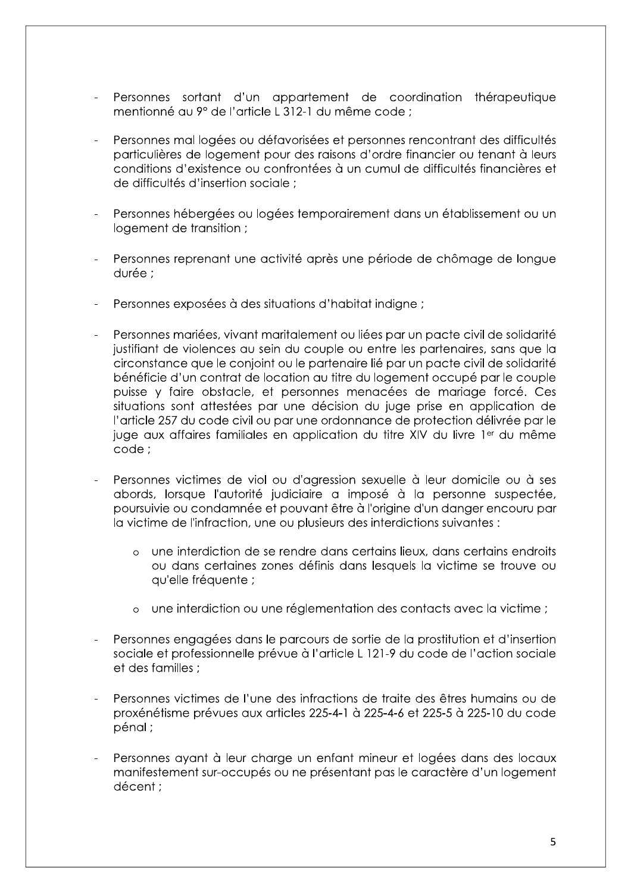- Personnes sortant d'un appartement de coordination thérapeutique mentionné au 9° de l'article L 312-1 du même code ;

- Personnes mal logées ou défavorisées et personnes rencontrant des difficultés particulières de logement pour des raisons d'ordre financier ou tenant à leurs conditions d'existence ou confrontées à un cumul de difficultés financières et de difficultés d'insertion sociale ;

- Personnes hébergées ou logées temporairement dans un établissement ou un logement de transition ;

- Personnes reprenant une activité après une période de chômage de longue durée ;

- Personnes exposées à des situations d'habitat indigne ;

- Personnes mariées, vivant maritalement ou liées par un pacte civil de solidarité justifiant de violences au sein du couple ou entre les partenaires, sans que la circonstance que le conjoint ou le partenaire lié par un pacte civil de solidarité bénéficie d'un contrat de location au titre du logement occupé par le couple puisse y faire obstacle, et personnes menacées de mariage forcé. Ces situations sont attestées par une décision du juge prise en application de l'article 257 du code civil ou par une ordonnance de protection délivrée par le juge aux affaires familiales en application du titre XIV du livre 1er du même code ;

- Personnes victimes de viol ou d'agression sexuelle à leur domicile ou à ses abords, lorsque l'autorité judiciaire a imposé à la personne suspectée, poursuivie ou condamnée et pouvant être à l'origine d'un danger encouru par la victime de l'infraction, une ou plusieurs des interdictions suivantes :

    - une interdiction de se rendre dans certains lieux, dans certains endroits ou dans certaines zones définis dans lesquels la victime se trouve ou qu'elle fréquente ;

    - une interdiction ou une réglementation des contacts avec la victime ;

- Personnes engagées dans le parcours de sortie de la prostitution et d'insertion sociale et professionnelle prévue à l'article L 121-9 du code de l'action sociale et des familles ;

- Personnes victimes de l'une des infractions de traite des êtres humains ou de proxénétisme prévues aux articles 225-4-1 à 225-4-6 et 225-5 à 225-10 du code pénal ;

- Personnes ayant à leur charge un enfant mineur et logées dans des locaux manifestement sur-occupés ou ne présentant pas le caractère d'un logement décent ;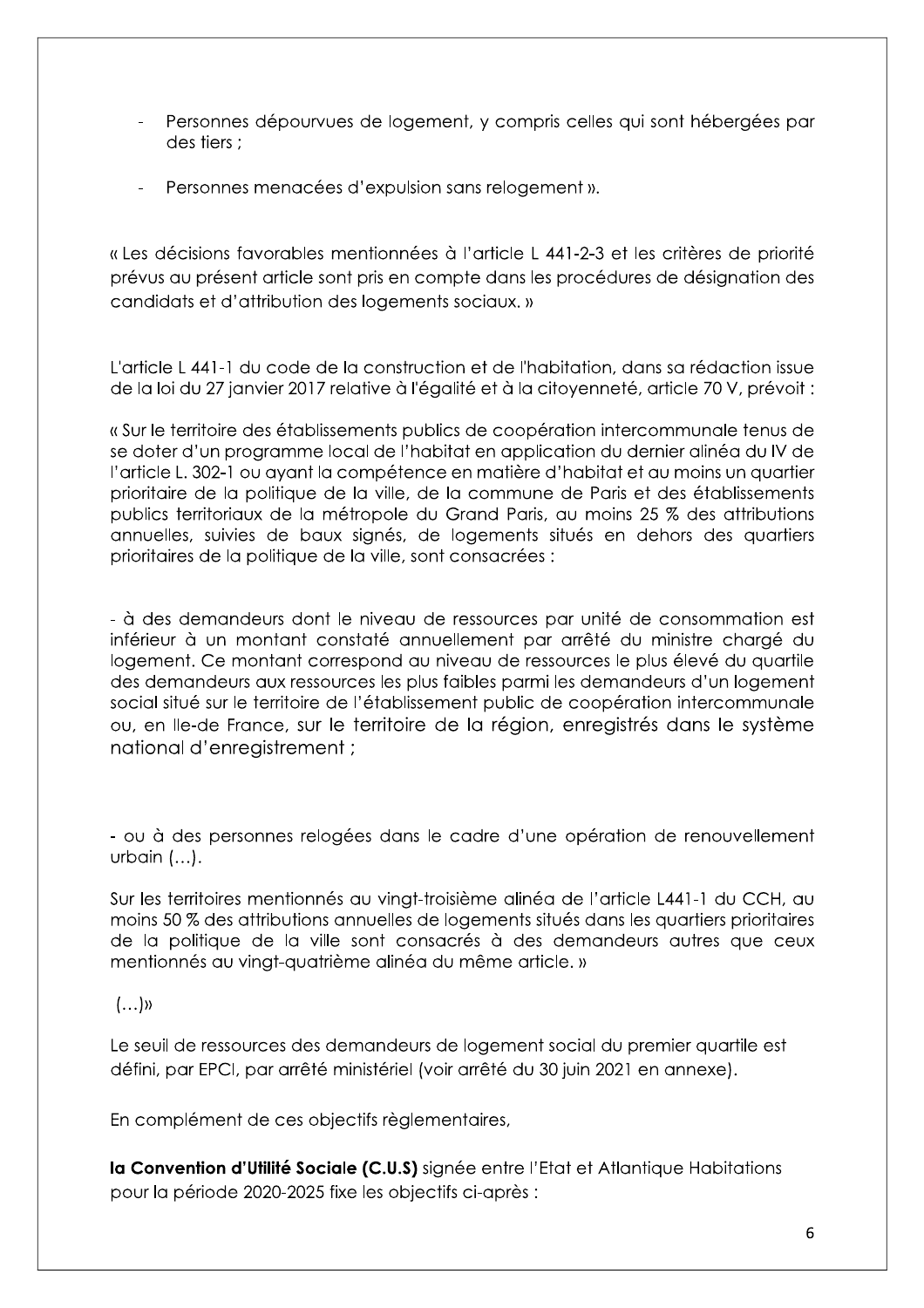- Personnes dépourvues de logement, y compris celles qui sont hébergées par des tiers ;
- Personnes menacées d'expulsion sans relogement ».

« Les décisions favorables mentionnées à l'article L 441-2-3 et les critères de priorité prévus au présent article sont pris en compte dans les procédures de désignation des candidats et d'attribution des logements sociaux. »

L'article L 441-1 du code de la construction et de l'habitation, dans sa rédaction issue de la loi du 27 janvier 2017 relative à l'égalité et à la citoyenneté, article 70 V, prévoit :

« Sur le territoire des établissements publics de coopération intercommunale tenus de se doter d'un programme local de l'habitat en application du dernier alinéa du IV de l'article L. 302-1 ou ayant la compétence en matière d'habitat et au moins un quartier prioritaire de la politique de la ville, de la commune de Paris et des établissements publics territoriaux de la métropole du Grand Paris, au moins 25 % des attributions annuelles, suivies de baux signés, de logements situés en dehors des quartiers prioritaires de la politique de la ville, sont consacrées :

- à des demandeurs dont le niveau de ressources par unité de consommation est inférieur à un montant constaté annuellement par arrêté du ministre chargé du logement. Ce montant correspond au niveau de ressources le plus élevé du quartile des demandeurs aux ressources les plus faibles parmi les demandeurs d'un logement social situé sur le territoire de l'établissement public de coopération intercommunale ou, en Ile-de France, sur le territoire de la région, enregistrés dans le système national d'enregistrement ;

- ou à des personnes relogées dans le cadre d'une opération de renouvellement urbain (…).

Sur les territoires mentionnés au vingt-troisième alinéa de l'article L441-1 du CCH, au moins 50 % des attributions annuelles de logements situés dans les quartiers prioritaires de la politique de la ville sont consacrés à des demandeurs autres que ceux mentionnés au vingt-quatrième alinéa du même article. »

(…)»

Le seuil de ressources des demandeurs de logement social du premier quartile est défini, par EPCI, par arrêté ministériel (voir arrêté du 30 juin 2021 en annexe).

En complément de ces objectifs règlementaires,

**la Convention d'Utilité Sociale (C.U.S)** signée entre l'Etat et Atlantique Habitations pour la période 2020-2025 fixe les objectifs ci-après :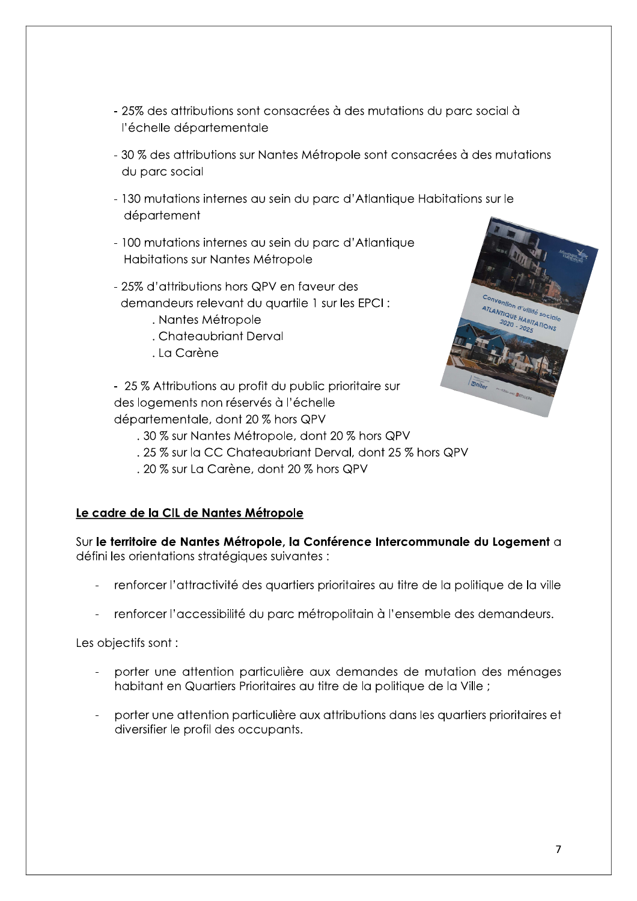- 25% des attributions sont consacrées à des mutations du parc social à l'échelle départementale

- 30 % des attributions sur Nantes Métropole sont consacrées à des mutations du parc social

- 130 mutations internes au sein du parc d'Atlantique Habitations sur le département

- 100 mutations internes au sein du parc d'Atlantique Habitations sur Nantes Métropole

- 25% d'attributions hors QPV en faveur des demandeurs relevant du quartile 1 sur les EPCI :
  - . Nantes Métropole
  - . Chateaubriant Derval
  - . La Carène

- 25 % Attributions au profit du public prioritaire sur des logements non réservés à l'échelle départementale, dont 20 % hors QPV
  - . 30 % sur Nantes Métropole, dont 20 % hors QPV
  - . 25 % sur la CC Chateaubriant Derval, dont 25 % hors QPV
  - . 20 % sur La Carène, dont 20 % hors QPV

**Le cadre de la CIL de Nantes Métropole**

Sur **le territoire de Nantes Métropole, la Conférence Intercommunale du Logement** a défini les orientations stratégiques suivantes :

- renforcer l'attractivité des quartiers prioritaires au titre de la politique de la ville
- renforcer l'accessibilité du parc métropolitain à l'ensemble des demandeurs.

Les objectifs sont :

- porter une attention particulière aux demandes de mutation des ménages habitant en Quartiers Prioritaires au titre de la politique de la Ville ;
- porter une attention particulière aux attributions dans les quartiers prioritaires et diversifier le profil des occupants.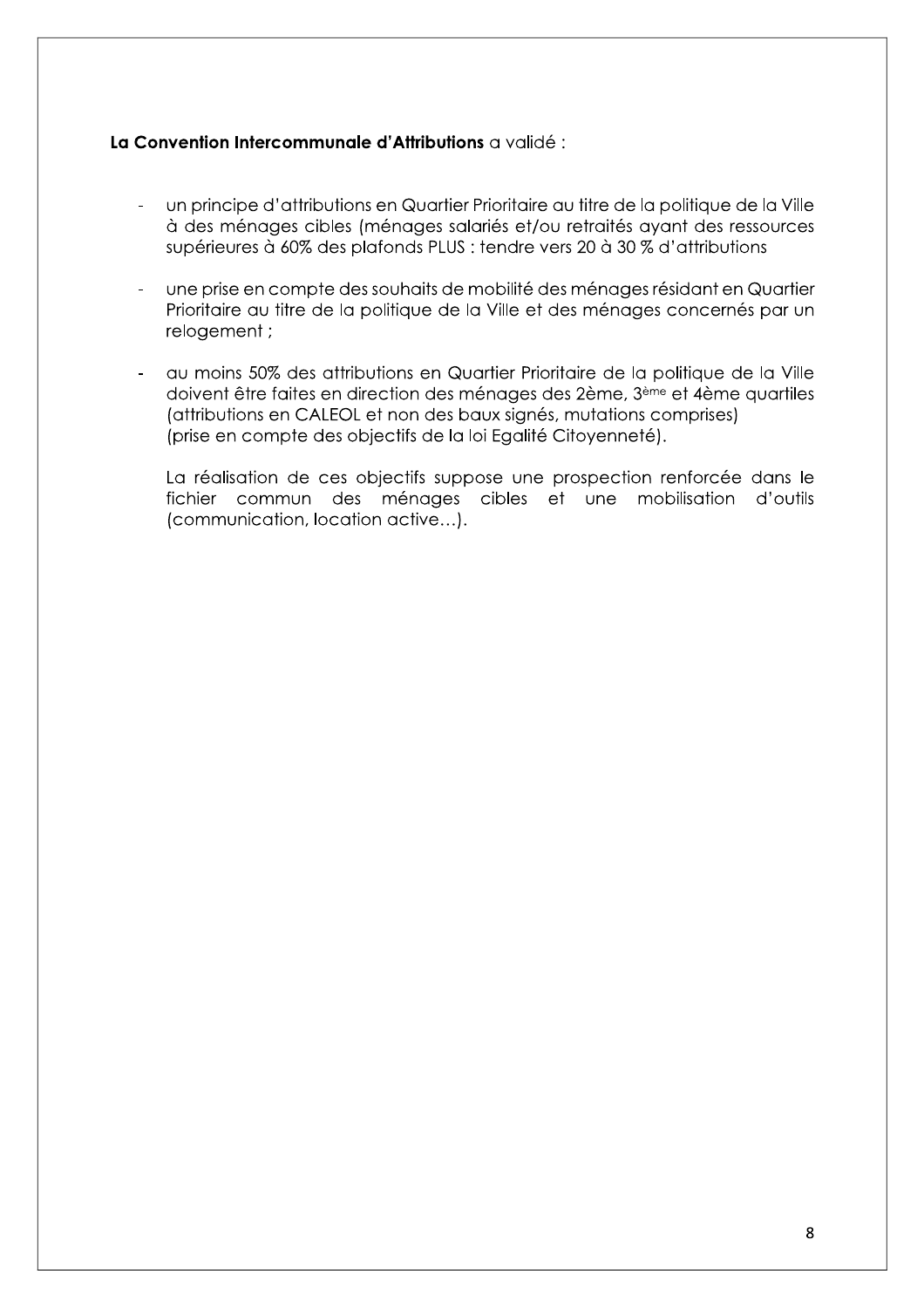**La Convention Intercommunale d'Attributions** a validé :

- un principe d'attributions en Quartier Prioritaire au titre de la politique de la Ville à des ménages cibles (ménages salariés et/ou retraités ayant des ressources supérieures à 60% des plafonds PLUS : tendre vers 20 à 30 % d'attributions

- une prise en compte des souhaits de mobilité des ménages résidant en Quartier Prioritaire au titre de la politique de la Ville et des ménages concernés par un relogement ;

- au moins 50% des attributions en Quartier Prioritaire de la politique de la Ville doivent être faites en direction des ménages des 2ème, 3ème et 4ème quartiles (attributions en CALEOL et non des baux signés, mutations comprises) (prise en compte des objectifs de la loi Egalité Citoyenneté).

  La réalisation de ces objectifs suppose une prospection renforcée dans le fichier commun des ménages cibles et une mobilisation d'outils (communication, location active…).